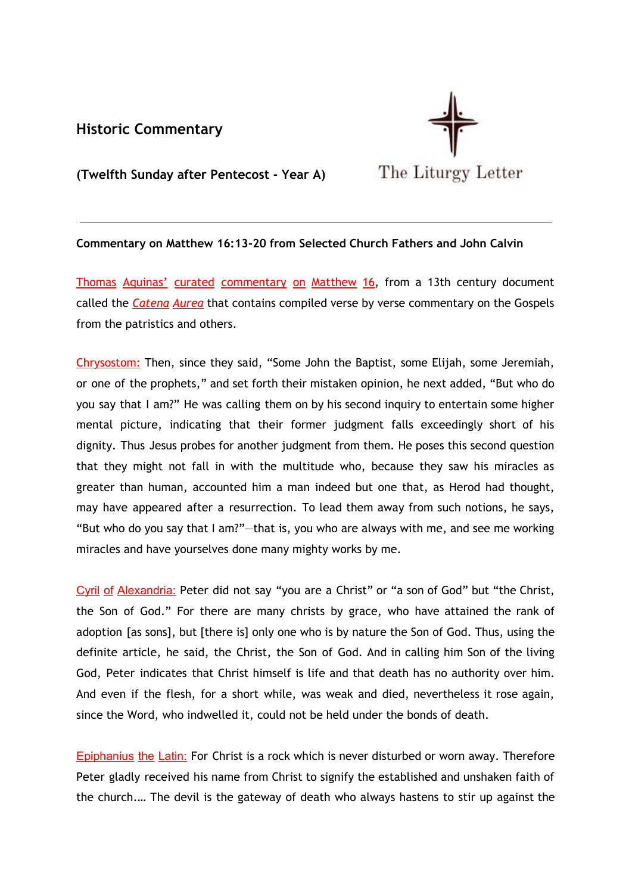## Historic Commentary

**(Twelfth Sunday after Pentecost - Year A)**

The Liturgy Letter

---

**Commentary on Matthew 16:13-20 from Selected Church Fathers and John Calvin**

Thomas Aquinas' curated commentary on Matthew 16, from a 13th century document called the *Catena Aurea* that contains compiled verse by verse commentary on the Gospels from the patristics and others.

Chrysostom: Then, since they said, "Some John the Baptist, some Elijah, some Jeremiah, or one of the prophets," and set forth their mistaken opinion, he next added, "But who do you say that I am?" He was calling them on by his second inquiry to entertain some higher mental picture, indicating that their former judgment falls exceedingly short of his dignity. Thus Jesus probes for another judgment from them. He poses this second question that they might not fall in with the multitude who, because they saw his miracles as greater than human, accounted him a man indeed but one that, as Herod had thought, may have appeared after a resurrection. To lead them away from such notions, he says, "But who do you say that I am?"—that is, you who are always with me, and see me working miracles and have yourselves done many mighty works by me.

Cyril of Alexandria: Peter did not say "you are a Christ" or "a son of God" but "the Christ, the Son of God." For there are many christs by grace, who have attained the rank of adoption [as sons], but [there is] only one who is by nature the Son of God. Thus, using the definite article, he said, the Christ, the Son of God. And in calling him Son of the living God, Peter indicates that Christ himself is life and that death has no authority over him. And even if the flesh, for a short while, was weak and died, nevertheless it rose again, since the Word, who indwelled it, could not be held under the bonds of death.

Epiphanius the Latin: For Christ is a rock which is never disturbed or worn away. Therefore Peter gladly received his name from Christ to signify the established and unshaken faith of the church.… The devil is the gateway of death who always hastens to stir up against the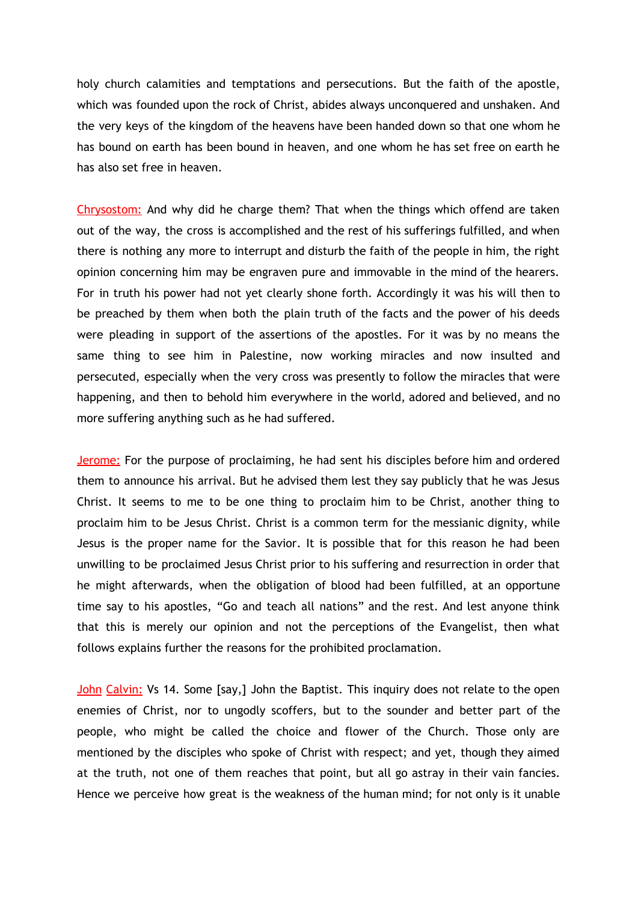holy church calamities and temptations and persecutions. But the faith of the apostle, which was founded upon the rock of Christ, abides always unconquered and unshaken. And the very keys of the kingdom of the heavens have been handed down so that one whom he has bound on earth has been bound in heaven, and one whom he has set free on earth he has also set free in heaven.

Chrysostom: And why did he charge them? That when the things which offend are taken out of the way, the cross is accomplished and the rest of his sufferings fulfilled, and when there is nothing any more to interrupt and disturb the faith of the people in him, the right opinion concerning him may be engraven pure and immovable in the mind of the hearers. For in truth his power had not yet clearly shone forth. Accordingly it was his will then to be preached by them when both the plain truth of the facts and the power of his deeds were pleading in support of the assertions of the apostles. For it was by no means the same thing to see him in Palestine, now working miracles and now insulted and persecuted, especially when the very cross was presently to follow the miracles that were happening, and then to behold him everywhere in the world, adored and believed, and no more suffering anything such as he had suffered.

Jerome: For the purpose of proclaiming, he had sent his disciples before him and ordered them to announce his arrival. But he advised them lest they say publicly that he was Jesus Christ. It seems to me to be one thing to proclaim him to be Christ, another thing to proclaim him to be Jesus Christ. Christ is a common term for the messianic dignity, while Jesus is the proper name for the Savior. It is possible that for this reason he had been unwilling to be proclaimed Jesus Christ prior to his suffering and resurrection in order that he might afterwards, when the obligation of blood had been fulfilled, at an opportune time say to his apostles, "Go and teach all nations" and the rest. And lest anyone think that this is merely our opinion and not the perceptions of the Evangelist, then what follows explains further the reasons for the prohibited proclamation.

John Calvin: Vs 14. Some [say,] John the Baptist. This inquiry does not relate to the open enemies of Christ, nor to ungodly scoffers, but to the sounder and better part of the people, who might be called the choice and flower of the Church. Those only are mentioned by the disciples who spoke of Christ with respect; and yet, though they aimed at the truth, not one of them reaches that point, but all go astray in their vain fancies. Hence we perceive how great is the weakness of the human mind; for not only is it unable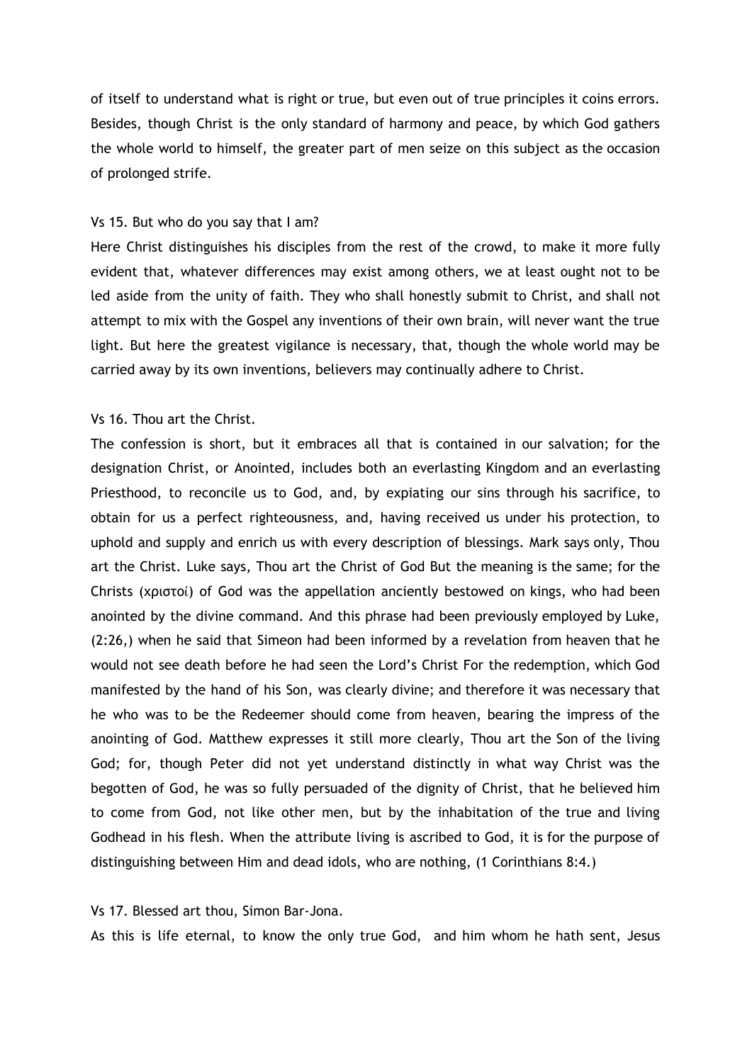of itself to understand what is right or true, but even out of true principles it coins errors. Besides, though Christ is the only standard of harmony and peace, by which God gathers the whole world to himself, the greater part of men seize on this subject as the occasion of prolonged strife.

Vs 15. But who do you say that I am?

Here Christ distinguishes his disciples from the rest of the crowd, to make it more fully evident that, whatever differences may exist among others, we at least ought not to be led aside from the unity of faith. They who shall honestly submit to Christ, and shall not attempt to mix with the Gospel any inventions of their own brain, will never want the true light. But here the greatest vigilance is necessary, that, though the whole world may be carried away by its own inventions, believers may continually adhere to Christ.

Vs 16. Thou art the Christ.

The confession is short, but it embraces all that is contained in our salvation; for the designation Christ, or Anointed, includes both an everlasting Kingdom and an everlasting Priesthood, to reconcile us to God, and, by expiating our sins through his sacrifice, to obtain for us a perfect righteousness, and, having received us under his protection, to uphold and supply and enrich us with every description of blessings. Mark says only, Thou art the Christ. Luke says, Thou art the Christ of God But the meaning is the same; for the Christs (χριστοί) of God was the appellation anciently bestowed on kings, who had been anointed by the divine command. And this phrase had been previously employed by Luke, (2:26,) when he said that Simeon had been informed by a revelation from heaven that he would not see death before he had seen the Lord's Christ For the redemption, which God manifested by the hand of his Son, was clearly divine; and therefore it was necessary that he who was to be the Redeemer should come from heaven, bearing the impress of the anointing of God. Matthew expresses it still more clearly, Thou art the Son of the living God; for, though Peter did not yet understand distinctly in what way Christ was the begotten of God, he was so fully persuaded of the dignity of Christ, that he believed him to come from God, not like other men, but by the inhabitation of the true and living Godhead in his flesh. When the attribute living is ascribed to God, it is for the purpose of distinguishing between Him and dead idols, who are nothing, (1 Corinthians 8:4.)

Vs 17. Blessed art thou, Simon Bar-Jona.

As this is life eternal, to know the only true God, and him whom he hath sent, Jesus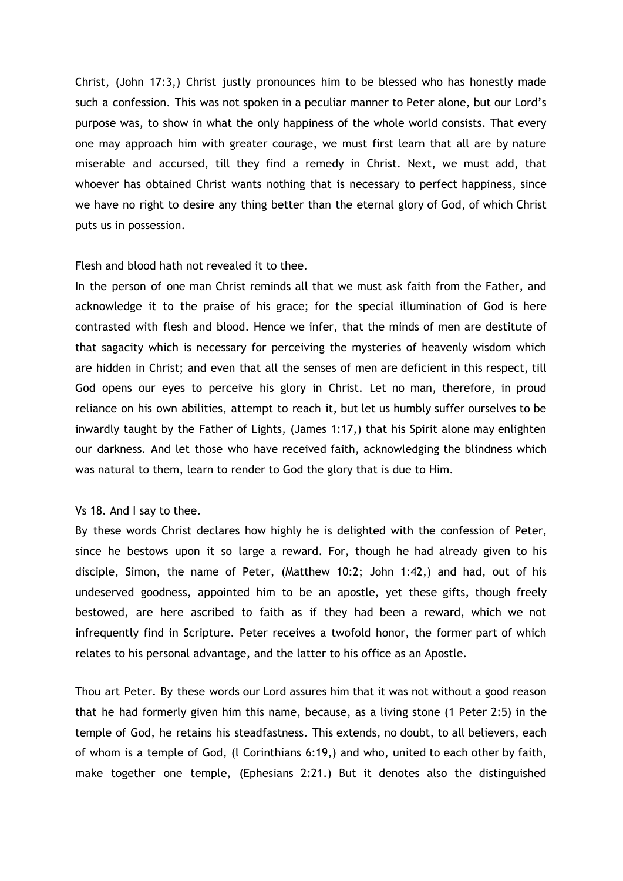Christ, (John 17:3,) Christ justly pronounces him to be blessed who has honestly made such a confession. This was not spoken in a peculiar manner to Peter alone, but our Lord's purpose was, to show in what the only happiness of the whole world consists. That every one may approach him with greater courage, we must first learn that all are by nature miserable and accursed, till they find a remedy in Christ. Next, we must add, that whoever has obtained Christ wants nothing that is necessary to perfect happiness, since we have no right to desire any thing better than the eternal glory of God, of which Christ puts us in possession.

Flesh and blood hath not revealed it to thee.
In the person of one man Christ reminds all that we must ask faith from the Father, and acknowledge it to the praise of his grace; for the special illumination of God is here contrasted with flesh and blood. Hence we infer, that the minds of men are destitute of that sagacity which is necessary for perceiving the mysteries of heavenly wisdom which are hidden in Christ; and even that all the senses of men are deficient in this respect, till God opens our eyes to perceive his glory in Christ. Let no man, therefore, in proud reliance on his own abilities, attempt to reach it, but let us humbly suffer ourselves to be inwardly taught by the Father of Lights, (James 1:17,) that his Spirit alone may enlighten our darkness. And let those who have received faith, acknowledging the blindness which was natural to them, learn to render to God the glory that is due to Him.

Vs 18. And I say to thee.
By these words Christ declares how highly he is delighted with the confession of Peter, since he bestows upon it so large a reward. For, though he had already given to his disciple, Simon, the name of Peter, (Matthew 10:2; John 1:42,) and had, out of his undeserved goodness, appointed him to be an apostle, yet these gifts, though freely bestowed, are here ascribed to faith as if they had been a reward, which we not infrequently find in Scripture. Peter receives a twofold honor, the former part of which relates to his personal advantage, and the latter to his office as an Apostle.

Thou art Peter. By these words our Lord assures him that it was not without a good reason that he had formerly given him this name, because, as a living stone (1 Peter 2:5) in the temple of God, he retains his steadfastness. This extends, no doubt, to all believers, each of whom is a temple of God, (l Corinthians 6:19,) and who, united to each other by faith, make together one temple, (Ephesians 2:21.) But it denotes also the distinguished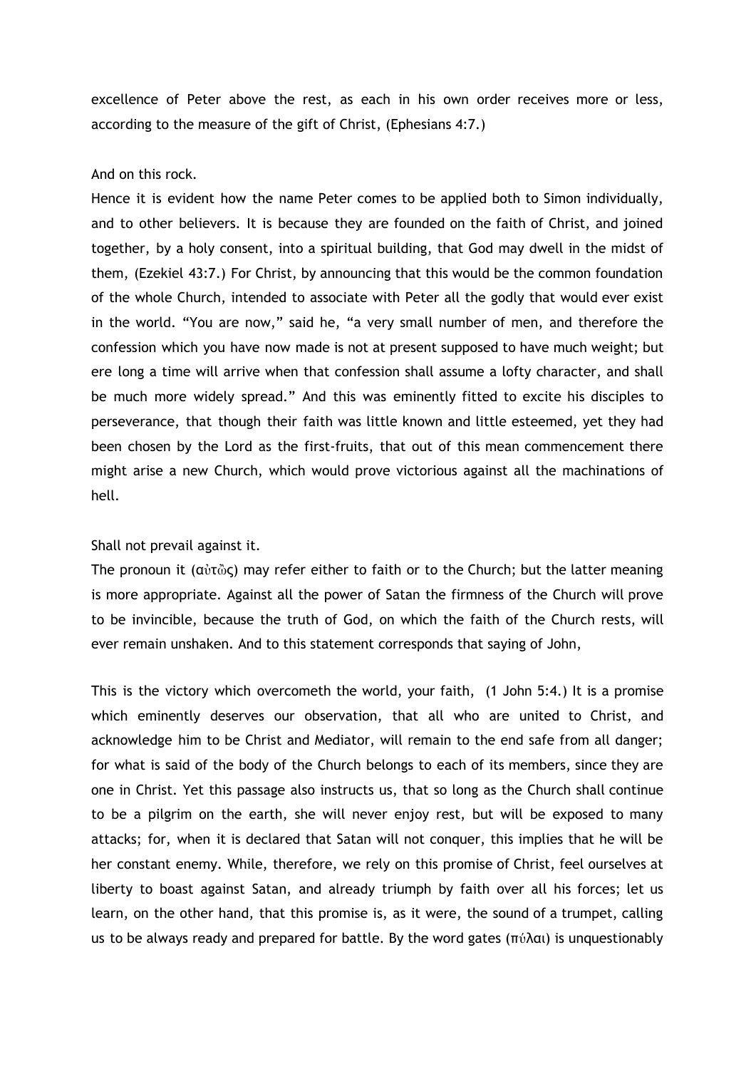excellence of Peter above the rest, as each in his own order receives more or less, according to the measure of the gift of Christ, (Ephesians 4:7.)

And on this rock.

Hence it is evident how the name Peter comes to be applied both to Simon individually, and to other believers. It is because they are founded on the faith of Christ, and joined together, by a holy consent, into a spiritual building, that God may dwell in the midst of them, (Ezekiel 43:7.) For Christ, by announcing that this would be the common foundation of the whole Church, intended to associate with Peter all the godly that would ever exist in the world. "You are now," said he, "a very small number of men, and therefore the confession which you have now made is not at present supposed to have much weight; but ere long a time will arrive when that confession shall assume a lofty character, and shall be much more widely spread." And this was eminently fitted to excite his disciples to perseverance, that though their faith was little known and little esteemed, yet they had been chosen by the Lord as the first-fruits, that out of this mean commencement there might arise a new Church, which would prove victorious against all the machinations of hell.

Shall not prevail against it.

The pronoun it (αὐτῶς) may refer either to faith or to the Church; but the latter meaning is more appropriate. Against all the power of Satan the firmness of the Church will prove to be invincible, because the truth of God, on which the faith of the Church rests, will ever remain unshaken. And to this statement corresponds that saying of John,

This is the victory which overcometh the world, your faith, (1 John 5:4.) It is a promise which eminently deserves our observation, that all who are united to Christ, and acknowledge him to be Christ and Mediator, will remain to the end safe from all danger; for what is said of the body of the Church belongs to each of its members, since they are one in Christ. Yet this passage also instructs us, that so long as the Church shall continue to be a pilgrim on the earth, she will never enjoy rest, but will be exposed to many attacks; for, when it is declared that Satan will not conquer, this implies that he will be her constant enemy. While, therefore, we rely on this promise of Christ, feel ourselves at liberty to boast against Satan, and already triumph by faith over all his forces; let us learn, on the other hand, that this promise is, as it were, the sound of a trumpet, calling us to be always ready and prepared for battle. By the word gates (πύλαι) is unquestionably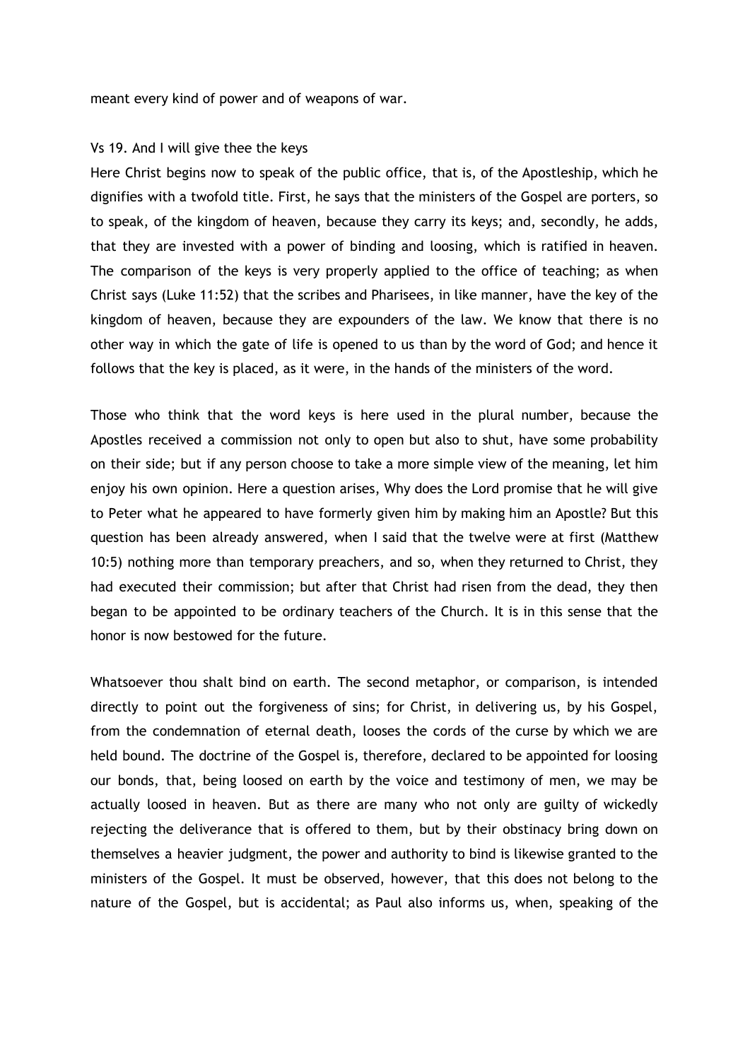meant every kind of power and of weapons of war.

Vs 19. And I will give thee the keys

Here Christ begins now to speak of the public office, that is, of the Apostleship, which he dignifies with a twofold title. First, he says that the ministers of the Gospel are porters, so to speak, of the kingdom of heaven, because they carry its keys; and, secondly, he adds, that they are invested with a power of binding and loosing, which is ratified in heaven. The comparison of the keys is very properly applied to the office of teaching; as when Christ says (Luke 11:52) that the scribes and Pharisees, in like manner, have the key of the kingdom of heaven, because they are expounders of the law. We know that there is no other way in which the gate of life is opened to us than by the word of God; and hence it follows that the key is placed, as it were, in the hands of the ministers of the word.

Those who think that the word keys is here used in the plural number, because the Apostles received a commission not only to open but also to shut, have some probability on their side; but if any person choose to take a more simple view of the meaning, let him enjoy his own opinion. Here a question arises, Why does the Lord promise that he will give to Peter what he appeared to have formerly given him by making him an Apostle? But this question has been already answered, when I said that the twelve were at first (Matthew 10:5) nothing more than temporary preachers, and so, when they returned to Christ, they had executed their commission; but after that Christ had risen from the dead, they then began to be appointed to be ordinary teachers of the Church. It is in this sense that the honor is now bestowed for the future.

Whatsoever thou shalt bind on earth. The second metaphor, or comparison, is intended directly to point out the forgiveness of sins; for Christ, in delivering us, by his Gospel, from the condemnation of eternal death, looses the cords of the curse by which we are held bound. The doctrine of the Gospel is, therefore, declared to be appointed for loosing our bonds, that, being loosed on earth by the voice and testimony of men, we may be actually loosed in heaven. But as there are many who not only are guilty of wickedly rejecting the deliverance that is offered to them, but by their obstinacy bring down on themselves a heavier judgment, the power and authority to bind is likewise granted to the ministers of the Gospel. It must be observed, however, that this does not belong to the nature of the Gospel, but is accidental; as Paul also informs us, when, speaking of the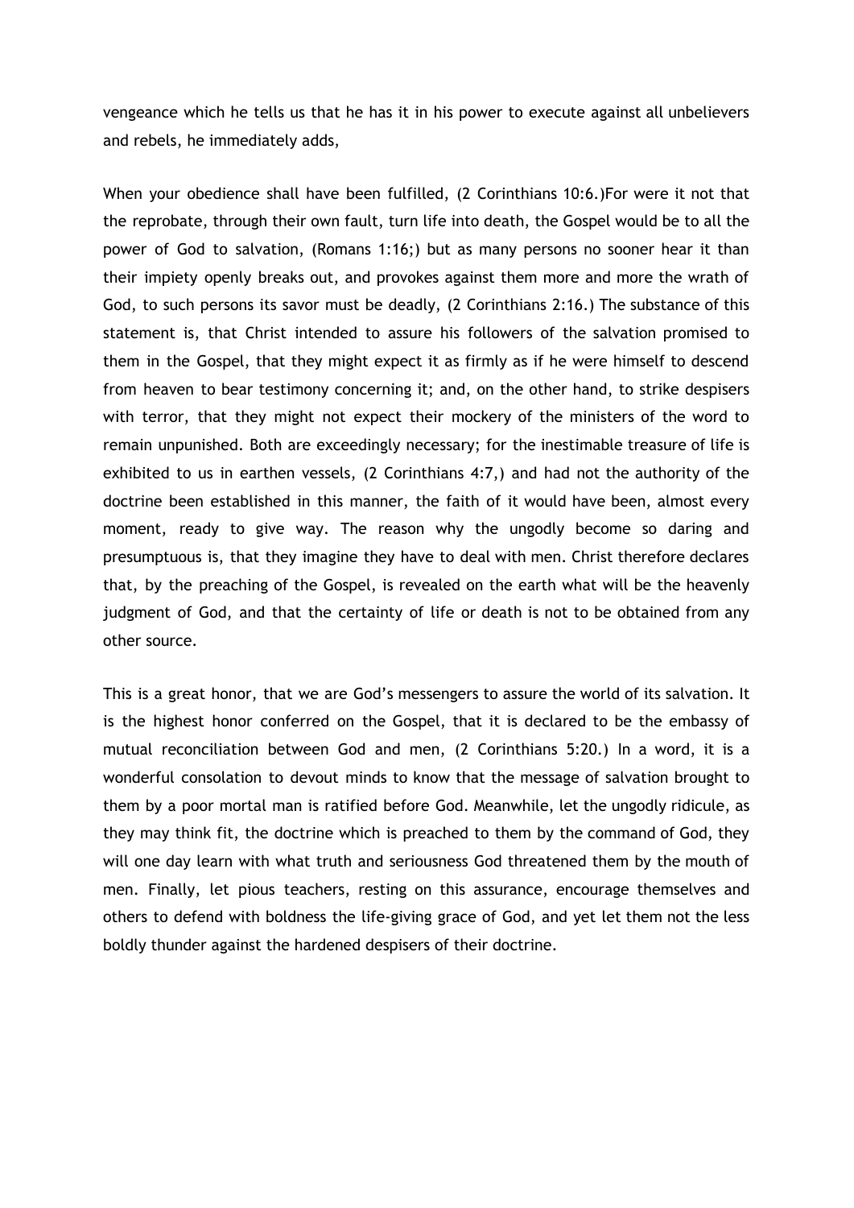vengeance which he tells us that he has it in his power to execute against all unbelievers and rebels, he immediately adds,

When your obedience shall have been fulfilled, (2 Corinthians 10:6.)For were it not that the reprobate, through their own fault, turn life into death, the Gospel would be to all the power of God to salvation, (Romans 1:16;) but as many persons no sooner hear it than their impiety openly breaks out, and provokes against them more and more the wrath of God, to such persons its savor must be deadly, (2 Corinthians 2:16.) The substance of this statement is, that Christ intended to assure his followers of the salvation promised to them in the Gospel, that they might expect it as firmly as if he were himself to descend from heaven to bear testimony concerning it; and, on the other hand, to strike despisers with terror, that they might not expect their mockery of the ministers of the word to remain unpunished. Both are exceedingly necessary; for the inestimable treasure of life is exhibited to us in earthen vessels, (2 Corinthians 4:7,) and had not the authority of the doctrine been established in this manner, the faith of it would have been, almost every moment, ready to give way. The reason why the ungodly become so daring and presumptuous is, that they imagine they have to deal with men. Christ therefore declares that, by the preaching of the Gospel, is revealed on the earth what will be the heavenly judgment of God, and that the certainty of life or death is not to be obtained from any other source.

This is a great honor, that we are God's messengers to assure the world of its salvation. It is the highest honor conferred on the Gospel, that it is declared to be the embassy of mutual reconciliation between God and men, (2 Corinthians 5:20.) In a word, it is a wonderful consolation to devout minds to know that the message of salvation brought to them by a poor mortal man is ratified before God. Meanwhile, let the ungodly ridicule, as they may think fit, the doctrine which is preached to them by the command of God, they will one day learn with what truth and seriousness God threatened them by the mouth of men. Finally, let pious teachers, resting on this assurance, encourage themselves and others to defend with boldness the life-giving grace of God, and yet let them not the less boldly thunder against the hardened despisers of their doctrine.